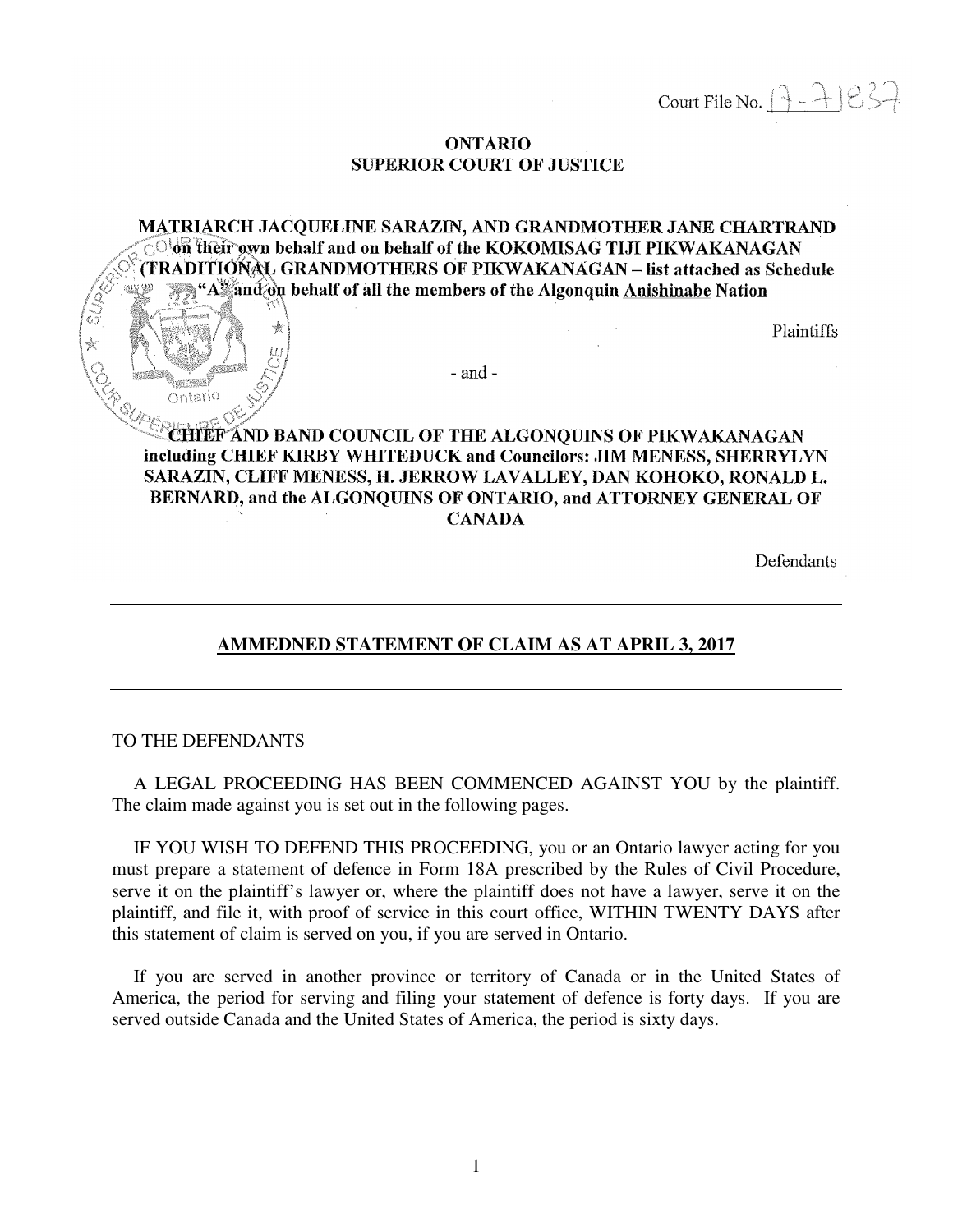Court File No. 17-71837

**ONTARIO**
**SUPERIOR COURT OF JUSTICE**

**MATRIARCH JACQUELINE SARAZIN, AND GRANDMOTHER JANE CHARTRAND on their own behalf and on behalf of the KOKOMISAG TIJI PIKWAKANAGAN (TRADITIONAL GRANDMOTHERS OF PIKWAKANAGAN – list attached as Schedule "A" and on behalf of all the members of the Algonquin Anishinabe Nation**

Plaintiffs

\- and -

**CHIEF AND BAND COUNCIL OF THE ALGONQUINS OF PIKWAKANAGAN including CHIEF KIRBY WHITEDUCK and Councilors: JIM MENESS, SHERRYLYN SARAZIN, CLIFF MENESS, H. JERROW LAVALLEY, DAN KOHOKO, RONALD L. BERNARD, and the ALGONQUINS OF ONTARIO, and ATTORNEY GENERAL OF CANADA**

Defendants

---

**AMMEDNED STATEMENT OF CLAIM AS AT APRIL 3, 2017**

---

TO THE DEFENDANTS

A LEGAL PROCEEDING HAS BEEN COMMENCED AGAINST YOU by the plaintiff. The claim made against you is set out in the following pages.

IF YOU WISH TO DEFEND THIS PROCEEDING, you or an Ontario lawyer acting for you must prepare a statement of defence in Form 18A prescribed by the Rules of Civil Procedure, serve it on the plaintiff's lawyer or, where the plaintiff does not have a lawyer, serve it on the plaintiff, and file it, with proof of service in this court office, WITHIN TWENTY DAYS after this statement of claim is served on you, if you are served in Ontario.

If you are served in another province or territory of Canada or in the United States of America, the period for serving and filing your statement of defence is forty days. If you are served outside Canada and the United States of America, the period is sixty days.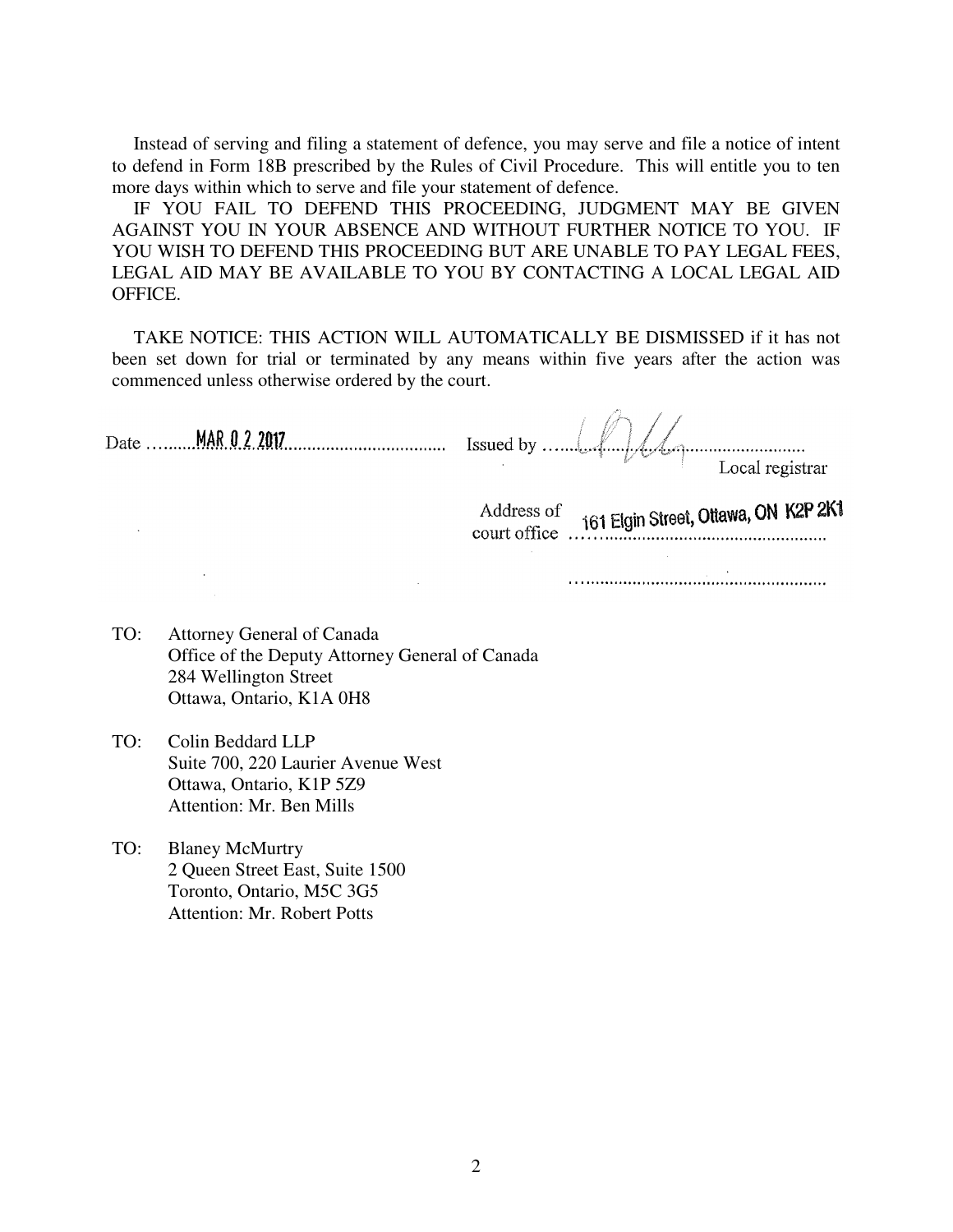Instead of serving and filing a statement of defence, you may serve and file a notice of intent to defend in Form 18B prescribed by the Rules of Civil Procedure. This will entitle you to ten more days within which to serve and file your statement of defence.

IF YOU FAIL TO DEFEND THIS PROCEEDING, JUDGMENT MAY BE GIVEN AGAINST YOU IN YOUR ABSENCE AND WITHOUT FURTHER NOTICE TO YOU. IF YOU WISH TO DEFEND THIS PROCEEDING BUT ARE UNABLE TO PAY LEGAL FEES, LEGAL AID MAY BE AVAILABLE TO YOU BY CONTACTING A LOCAL LEGAL AID OFFICE.

TAKE NOTICE: THIS ACTION WILL AUTOMATICALLY BE DISMISSED if it has not been set down for trial or terminated by any means within five years after the action was commenced unless otherwise ordered by the court.

Date MAR 0 2 2017 Issued by ............................................
Local registrar

Address of court office 161 Elgin Street, Ottawa, ON K2P 2K1

TO: Attorney General of Canada
Office of the Deputy Attorney General of Canada
284 Wellington Street
Ottawa, Ontario, K1A 0H8

TO: Colin Beddard LLP
Suite 700, 220 Laurier Avenue West
Ottawa, Ontario, K1P 5Z9
Attention: Mr. Ben Mills

TO: Blaney McMurtry
2 Queen Street East, Suite 1500
Toronto, Ontario, M5C 3G5
Attention: Mr. Robert Potts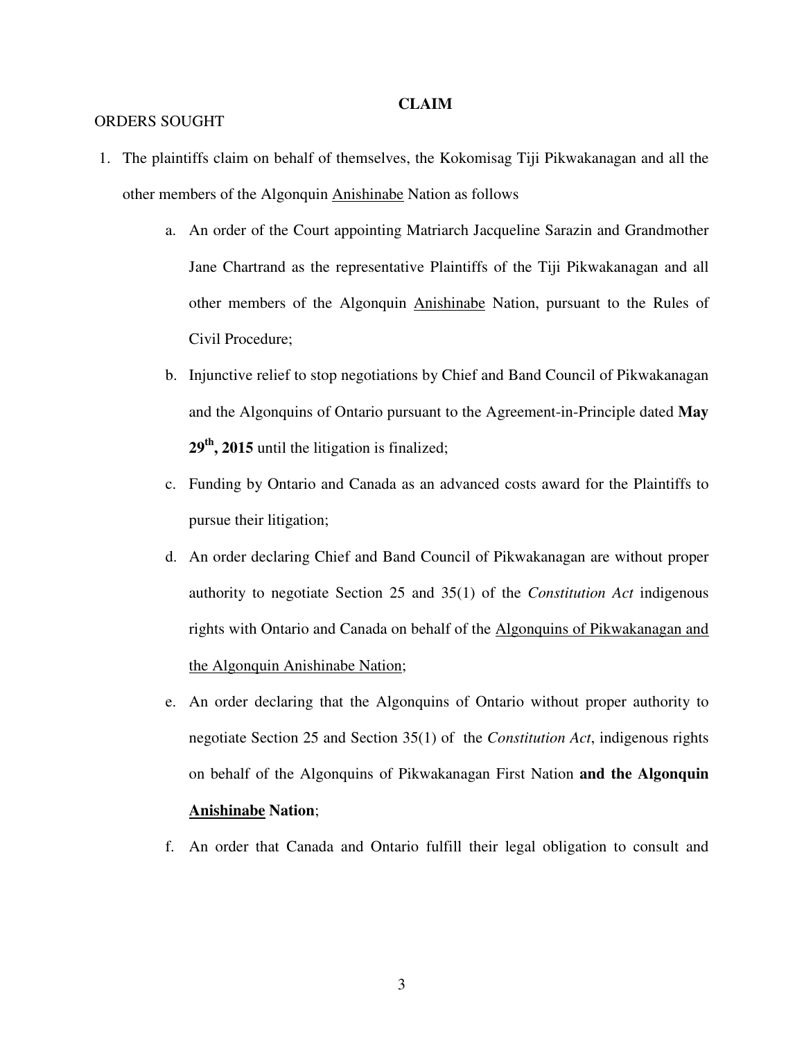**CLAIM**

ORDERS SOUGHT

1. The plaintiffs claim on behalf of themselves, the Kokomisag Tiji Pikwakanagan and all the other members of the Algonquin Anishinabe Nation as follows

    a. An order of the Court appointing Matriarch Jacqueline Sarazin and Grandmother Jane Chartrand as the representative Plaintiffs of the Tiji Pikwakanagan and all other members of the Algonquin Anishinabe Nation, pursuant to the Rules of Civil Procedure;

    b. Injunctive relief to stop negotiations by Chief and Band Council of Pikwakanagan and the Algonquins of Ontario pursuant to the Agreement-in-Principle dated **May 29th, 2015** until the litigation is finalized;

    c. Funding by Ontario and Canada as an advanced costs award for the Plaintiffs to pursue their litigation;

    d. An order declaring Chief and Band Council of Pikwakanagan are without proper authority to negotiate Section 25 and 35(1) of the *Constitution Act* indigenous rights with Ontario and Canada on behalf of the Algonquins of Pikwakanagan and the Algonquin Anishinabe Nation;

    e. An order declaring that the Algonquins of Ontario without proper authority to negotiate Section 25 and Section 35(1) of the *Constitution Act*, indigenous rights on behalf of the Algonquins of Pikwakanagan First Nation **and the Algonquin Anishinabe Nation**;

    f. An order that Canada and Ontario fulfill their legal obligation to consult and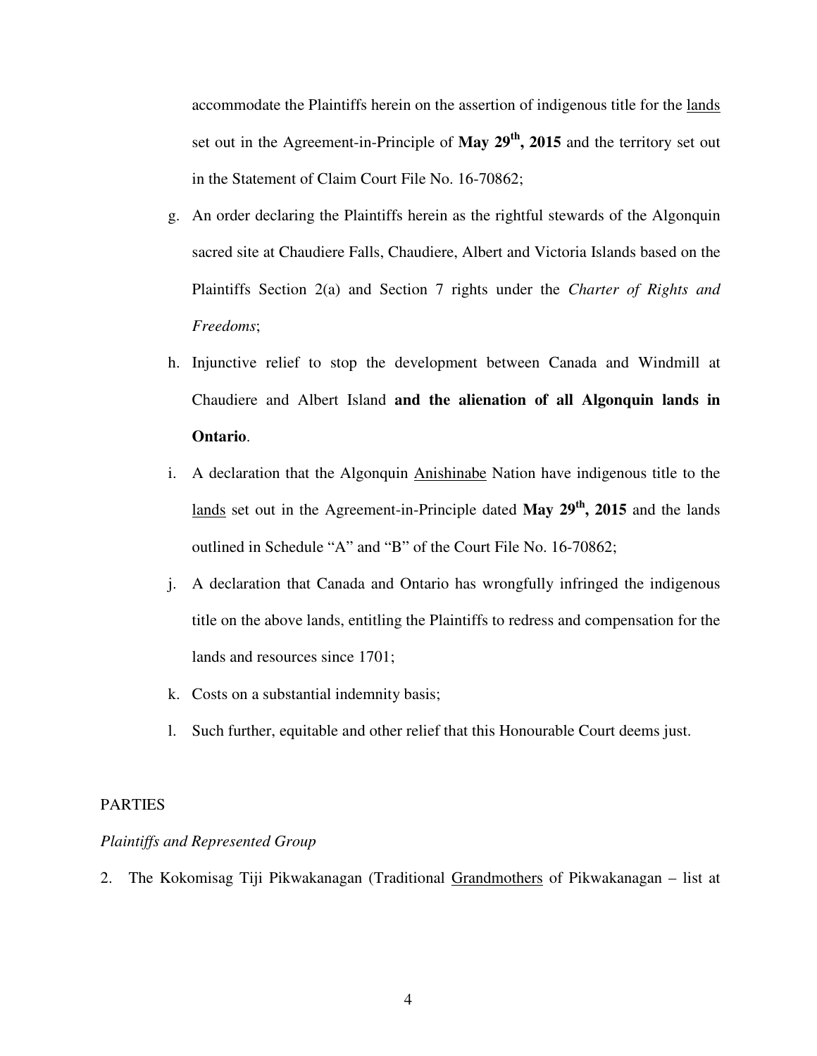accommodate the Plaintiffs herein on the assertion of indigenous title for the lands set out in the Agreement-in-Principle of **May 29th, 2015** and the territory set out in the Statement of Claim Court File No. 16-70862;

g. An order declaring the Plaintiffs herein as the rightful stewards of the Algonquin sacred site at Chaudiere Falls, Chaudiere, Albert and Victoria Islands based on the Plaintiffs Section 2(a) and Section 7 rights under the *Charter of Rights and Freedoms*;

h. Injunctive relief to stop the development between Canada and Windmill at Chaudiere and Albert Island **and the alienation of all Algonquin lands in Ontario**.

i. A declaration that the Algonquin Anishinabe Nation have indigenous title to the lands set out in the Agreement-in-Principle dated **May 29th, 2015** and the lands outlined in Schedule "A" and "B" of the Court File No. 16-70862;

j. A declaration that Canada and Ontario has wrongfully infringed the indigenous title on the above lands, entitling the Plaintiffs to redress and compensation for the lands and resources since 1701;

k. Costs on a substantial indemnity basis;

l. Such further, equitable and other relief that this Honourable Court deems just.

PARTIES

*Plaintiffs and Represented Group*

2. The Kokomisag Tiji Pikwakanagan (Traditional Grandmothers of Pikwakanagan – list at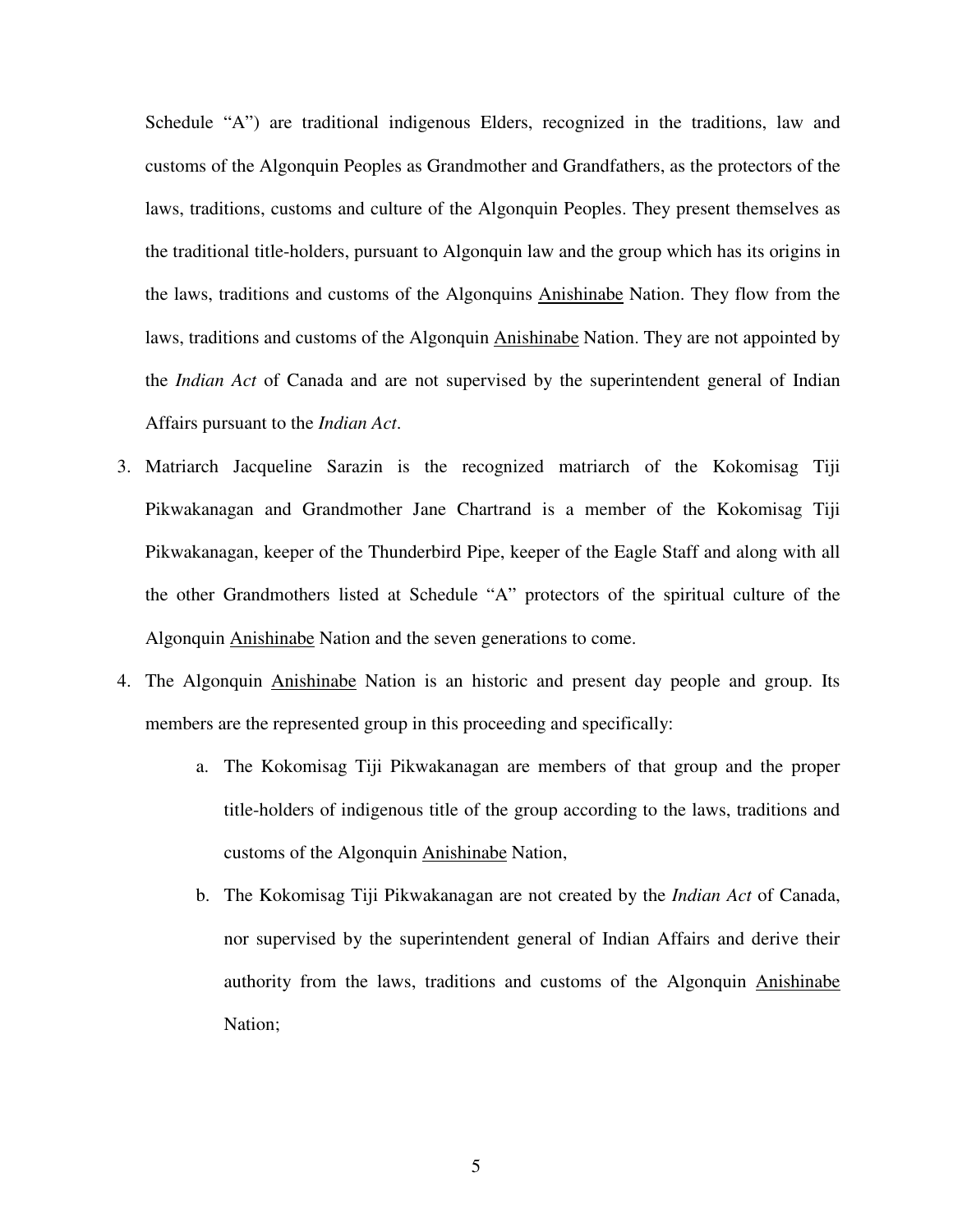Schedule "A") are traditional indigenous Elders, recognized in the traditions, law and customs of the Algonquin Peoples as Grandmother and Grandfathers, as the protectors of the laws, traditions, customs and culture of the Algonquin Peoples. They present themselves as the traditional title-holders, pursuant to Algonquin law and the group which has its origins in the laws, traditions and customs of the Algonquins <u>Anishinabe</u> Nation. They flow from the laws, traditions and customs of the Algonquin <u>Anishinabe</u> Nation. They are not appointed by the *Indian Act* of Canada and are not supervised by the superintendent general of Indian Affairs pursuant to the *Indian Act*.

3. Matriarch Jacqueline Sarazin is the recognized matriarch of the Kokomisag Tiji Pikwakanagan and Grandmother Jane Chartrand is a member of the Kokomisag Tiji Pikwakanagan, keeper of the Thunderbird Pipe, keeper of the Eagle Staff and along with all the other Grandmothers listed at Schedule "A" protectors of the spiritual culture of the Algonquin <u>Anishinabe</u> Nation and the seven generations to come.

4. The Algonquin <u>Anishinabe</u> Nation is an historic and present day people and group. Its members are the represented group in this proceeding and specifically:

    a. The Kokomisag Tiji Pikwakanagan are members of that group and the proper title-holders of indigenous title of the group according to the laws, traditions and customs of the Algonquin <u>Anishinabe</u> Nation,

    b. The Kokomisag Tiji Pikwakanagan are not created by the *Indian Act* of Canada, nor supervised by the superintendent general of Indian Affairs and derive their authority from the laws, traditions and customs of the Algonquin <u>Anishinabe</u> Nation;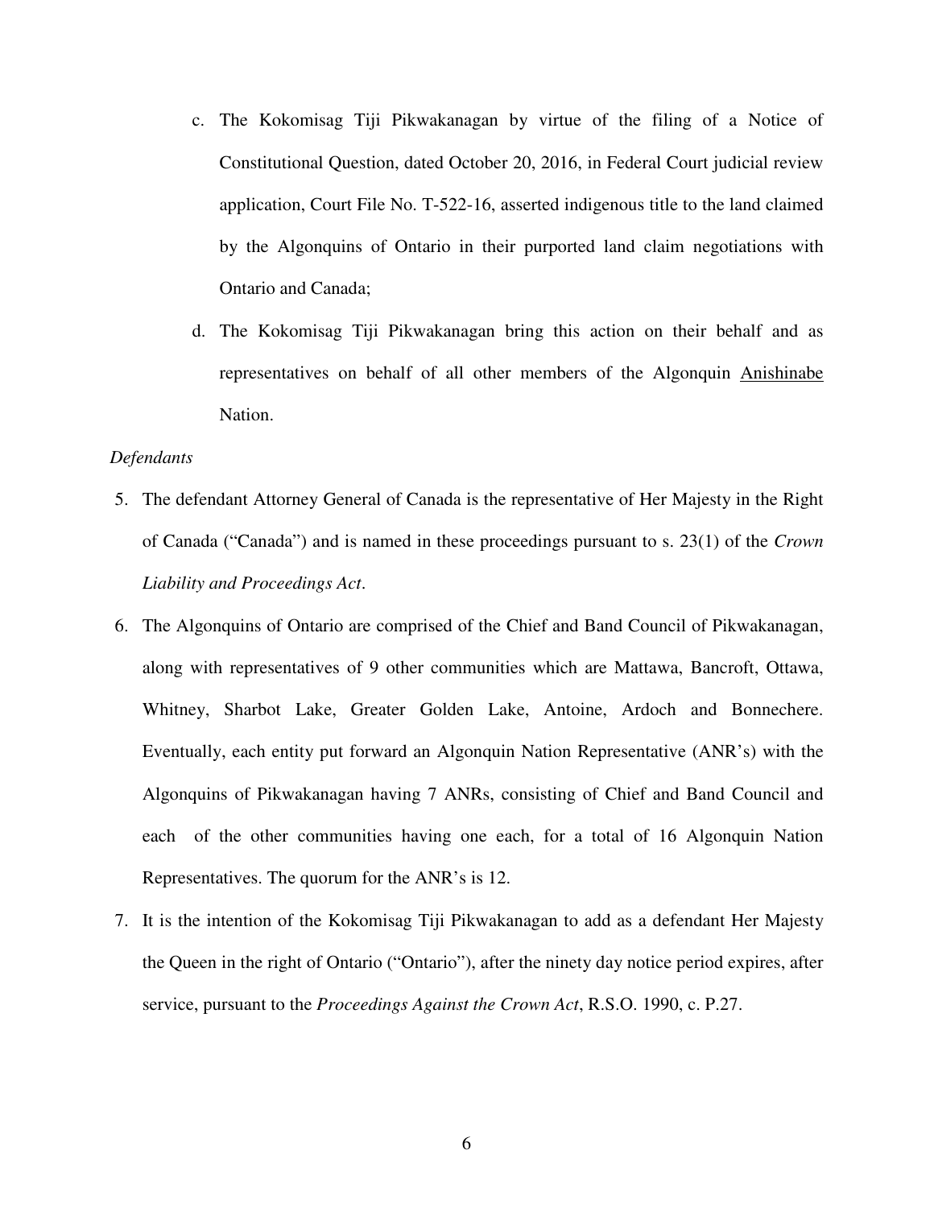c. The Kokomisag Tiji Pikwakanagan by virtue of the filing of a Notice of Constitutional Question, dated October 20, 2016, in Federal Court judicial review application, Court File No. T-522-16, asserted indigenous title to the land claimed by the Algonquins of Ontario in their purported land claim negotiations with Ontario and Canada;

d. The Kokomisag Tiji Pikwakanagan bring this action on their behalf and as representatives on behalf of all other members of the Algonquin <u>Anishinabe</u> Nation.

*Defendants*

5. The defendant Attorney General of Canada is the representative of Her Majesty in the Right of Canada ("Canada") and is named in these proceedings pursuant to s. 23(1) of the *Crown Liability and Proceedings Act*.

6. The Algonquins of Ontario are comprised of the Chief and Band Council of Pikwakanagan, along with representatives of 9 other communities which are Mattawa, Bancroft, Ottawa, Whitney, Sharbot Lake, Greater Golden Lake, Antoine, Ardoch and Bonnechere. Eventually, each entity put forward an Algonquin Nation Representative (ANR's) with the Algonquins of Pikwakanagan having 7 ANRs, consisting of Chief and Band Council and each of the other communities having one each, for a total of 16 Algonquin Nation Representatives. The quorum for the ANR's is 12.

7. It is the intention of the Kokomisag Tiji Pikwakanagan to add as a defendant Her Majesty the Queen in the right of Ontario ("Ontario"), after the ninety day notice period expires, after service, pursuant to the *Proceedings Against the Crown Act*, R.S.O. 1990, c. P.27.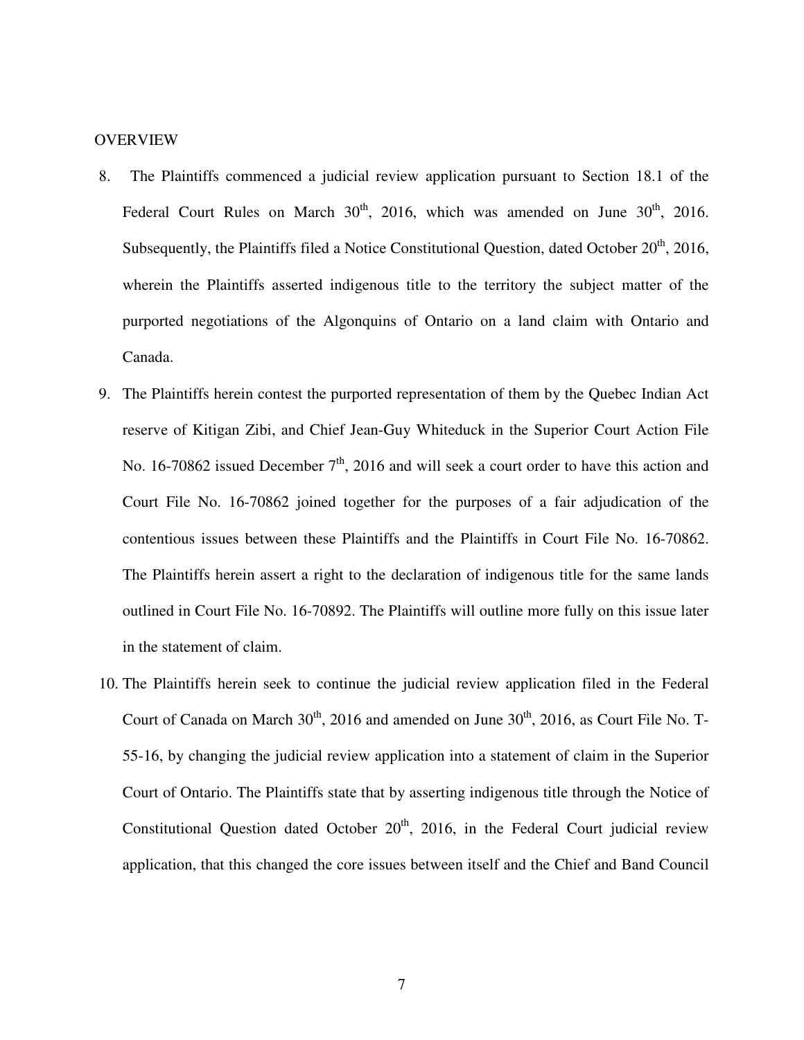OVERVIEW

8. The Plaintiffs commenced a judicial review application pursuant to Section 18.1 of the Federal Court Rules on March 30th, 2016, which was amended on June 30th, 2016. Subsequently, the Plaintiffs filed a Notice Constitutional Question, dated October 20th, 2016, wherein the Plaintiffs asserted indigenous title to the territory the subject matter of the purported negotiations of the Algonquins of Ontario on a land claim with Ontario and Canada.

9. The Plaintiffs herein contest the purported representation of them by the Quebec Indian Act reserve of Kitigan Zibi, and Chief Jean-Guy Whiteduck in the Superior Court Action File No. 16-70862 issued December 7th, 2016 and will seek a court order to have this action and Court File No. 16-70862 joined together for the purposes of a fair adjudication of the contentious issues between these Plaintiffs and the Plaintiffs in Court File No. 16-70862. The Plaintiffs herein assert a right to the declaration of indigenous title for the same lands outlined in Court File No. 16-70892. The Plaintiffs will outline more fully on this issue later in the statement of claim.

10. The Plaintiffs herein seek to continue the judicial review application filed in the Federal Court of Canada on March 30th, 2016 and amended on June 30th, 2016, as Court File No. T-55-16, by changing the judicial review application into a statement of claim in the Superior Court of Ontario. The Plaintiffs state that by asserting indigenous title through the Notice of Constitutional Question dated October 20th, 2016, in the Federal Court judicial review application, that this changed the core issues between itself and the Chief and Band Council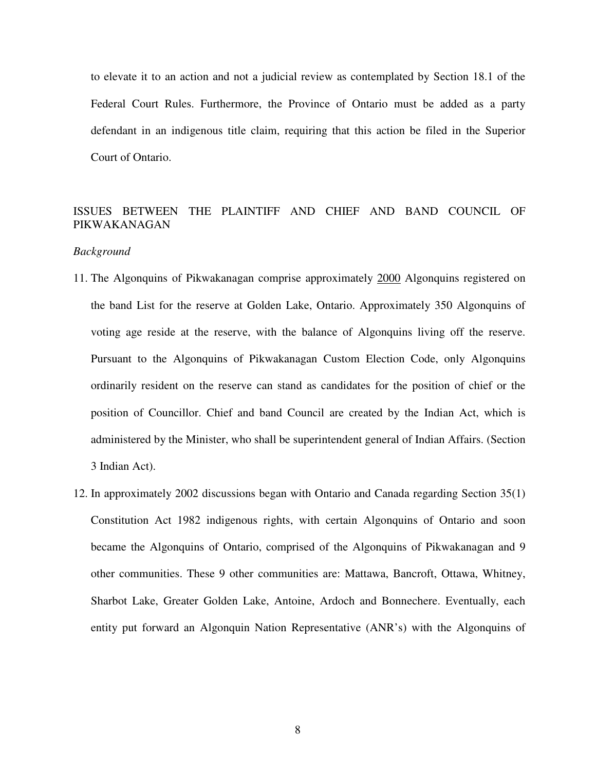to elevate it to an action and not a judicial review as contemplated by Section 18.1 of the Federal Court Rules. Furthermore, the Province of Ontario must be added as a party defendant in an indigenous title claim, requiring that this action be filed in the Superior Court of Ontario.

## ISSUES BETWEEN THE PLAINTIFF AND CHIEF AND BAND COUNCIL OF PIKWAKANAGAN

*Background*

11. The Algonquins of Pikwakanagan comprise approximately <u>2000</u> Algonquins registered on the band List for the reserve at Golden Lake, Ontario. Approximately 350 Algonquins of voting age reside at the reserve, with the balance of Algonquins living off the reserve. Pursuant to the Algonquins of Pikwakanagan Custom Election Code, only Algonquins ordinarily resident on the reserve can stand as candidates for the position of chief or the position of Councillor. Chief and band Council are created by the Indian Act, which is administered by the Minister, who shall be superintendent general of Indian Affairs. (Section 3 Indian Act).

12. In approximately 2002 discussions began with Ontario and Canada regarding Section 35(1) Constitution Act 1982 indigenous rights, with certain Algonquins of Ontario and soon became the Algonquins of Ontario, comprised of the Algonquins of Pikwakanagan and 9 other communities. These 9 other communities are: Mattawa, Bancroft, Ottawa, Whitney, Sharbot Lake, Greater Golden Lake, Antoine, Ardoch and Bonnechere. Eventually, each entity put forward an Algonquin Nation Representative (ANR's) with the Algonquins of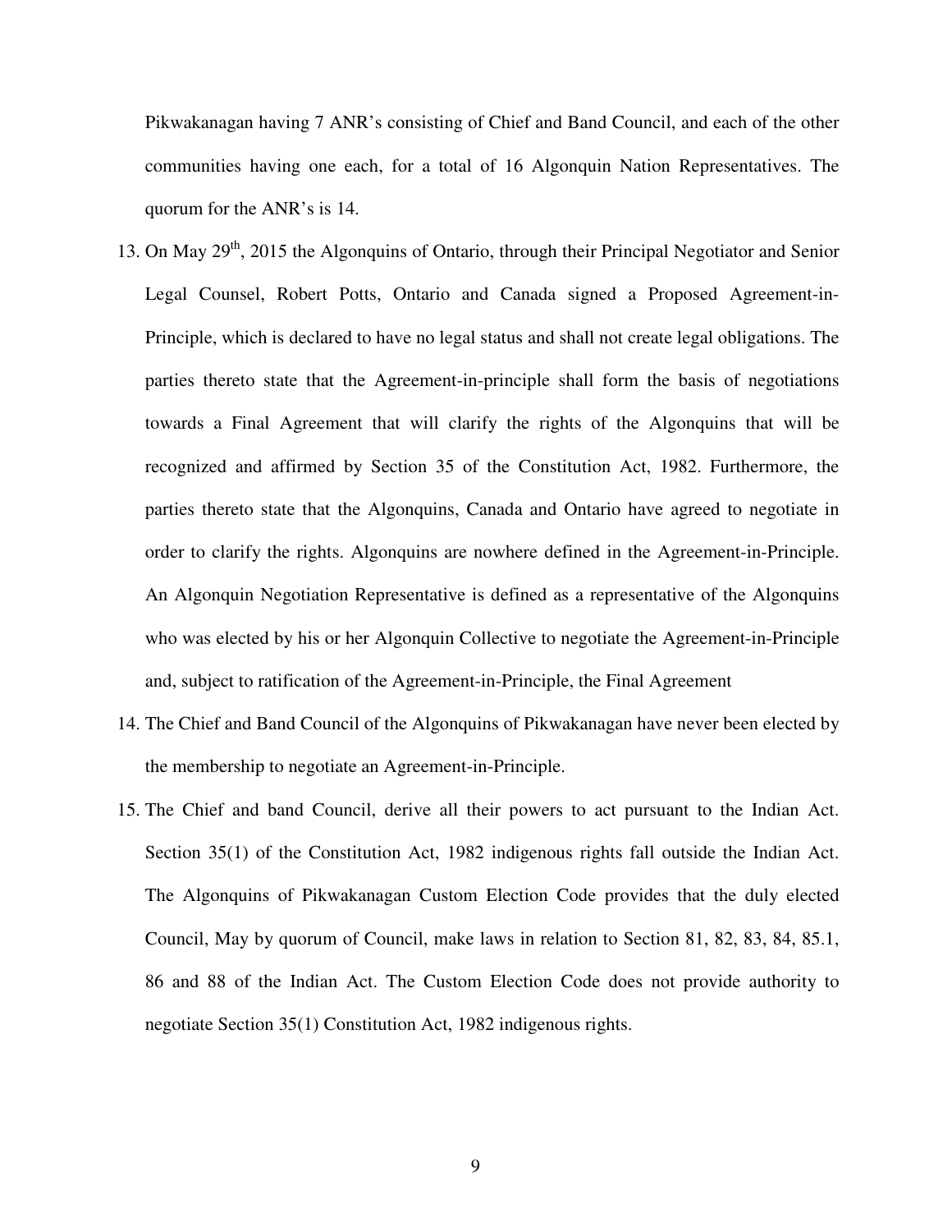Pikwakanagan having 7 ANR's consisting of Chief and Band Council, and each of the other communities having one each, for a total of 16 Algonquin Nation Representatives. The quorum for the ANR's is 14.

13. On May 29th, 2015 the Algonquins of Ontario, through their Principal Negotiator and Senior Legal Counsel, Robert Potts, Ontario and Canada signed a Proposed Agreement-in-Principle, which is declared to have no legal status and shall not create legal obligations. The parties thereto state that the Agreement-in-principle shall form the basis of negotiations towards a Final Agreement that will clarify the rights of the Algonquins that will be recognized and affirmed by Section 35 of the Constitution Act, 1982. Furthermore, the parties thereto state that the Algonquins, Canada and Ontario have agreed to negotiate in order to clarify the rights. Algonquins are nowhere defined in the Agreement-in-Principle. An Algonquin Negotiation Representative is defined as a representative of the Algonquins who was elected by his or her Algonquin Collective to negotiate the Agreement-in-Principle and, subject to ratification of the Agreement-in-Principle, the Final Agreement

14. The Chief and Band Council of the Algonquins of Pikwakanagan have never been elected by the membership to negotiate an Agreement-in-Principle.

15. The Chief and band Council, derive all their powers to act pursuant to the Indian Act. Section 35(1) of the Constitution Act, 1982 indigenous rights fall outside the Indian Act. The Algonquins of Pikwakanagan Custom Election Code provides that the duly elected Council, May by quorum of Council, make laws in relation to Section 81, 82, 83, 84, 85.1, 86 and 88 of the Indian Act. The Custom Election Code does not provide authority to negotiate Section 35(1) Constitution Act, 1982 indigenous rights.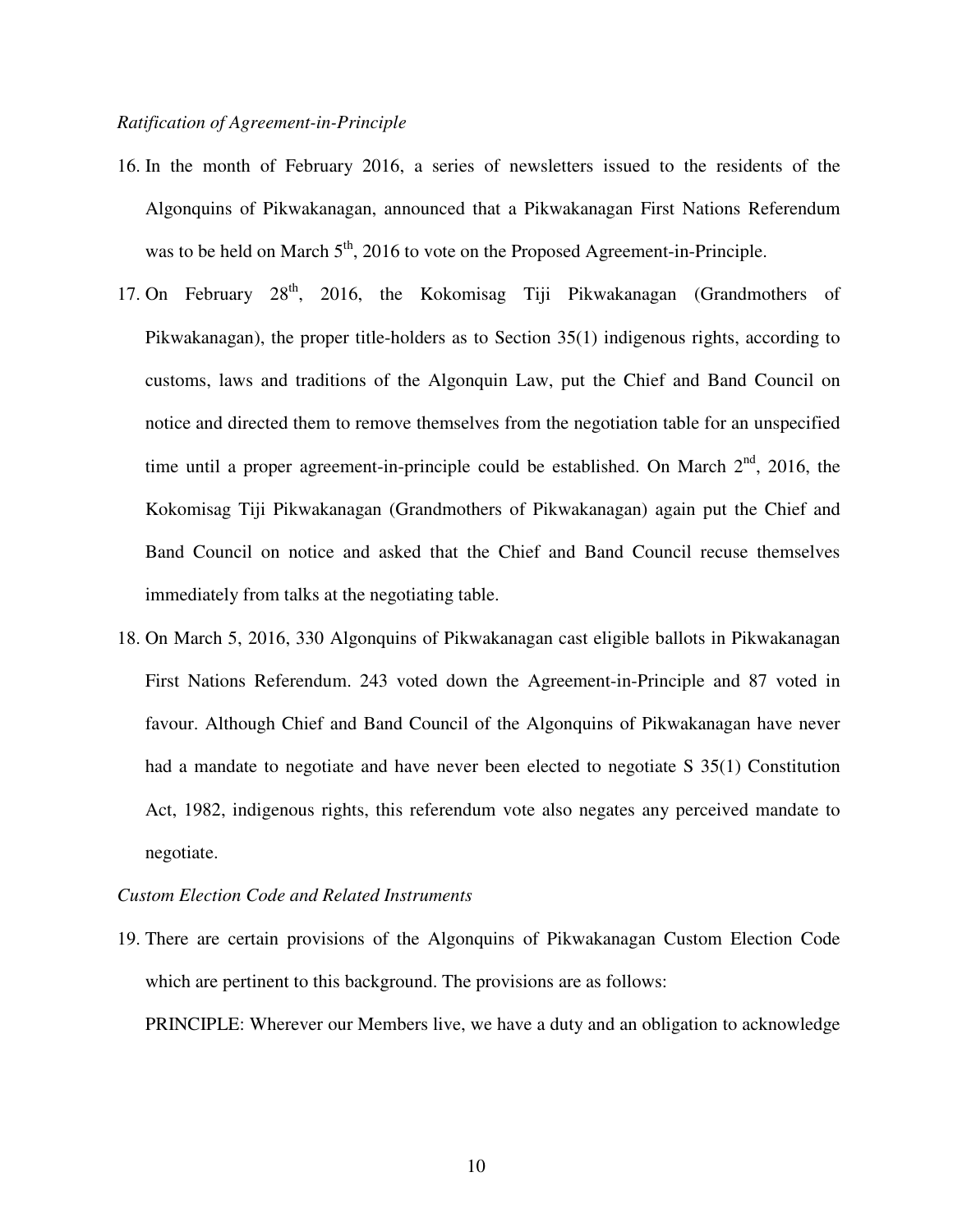*Ratification of Agreement-in-Principle*

16. In the month of February 2016, a series of newsletters issued to the residents of the Algonquins of Pikwakanagan, announced that a Pikwakanagan First Nations Referendum was to be held on March 5th, 2016 to vote on the Proposed Agreement-in-Principle.

17. On February 28th, 2016, the Kokomisag Tiji Pikwakanagan (Grandmothers of Pikwakanagan), the proper title-holders as to Section 35(1) indigenous rights, according to customs, laws and traditions of the Algonquin Law, put the Chief and Band Council on notice and directed them to remove themselves from the negotiation table for an unspecified time until a proper agreement-in-principle could be established. On March 2nd, 2016, the Kokomisag Tiji Pikwakanagan (Grandmothers of Pikwakanagan) again put the Chief and Band Council on notice and asked that the Chief and Band Council recuse themselves immediately from talks at the negotiating table.

18. On March 5, 2016, 330 Algonquins of Pikwakanagan cast eligible ballots in Pikwakanagan First Nations Referendum. 243 voted down the Agreement-in-Principle and 87 voted in favour. Although Chief and Band Council of the Algonquins of Pikwakanagan have never had a mandate to negotiate and have never been elected to negotiate S 35(1) Constitution Act, 1982, indigenous rights, this referendum vote also negates any perceived mandate to negotiate.

*Custom Election Code and Related Instruments*

19. There are certain provisions of the Algonquins of Pikwakanagan Custom Election Code which are pertinent to this background. The provisions are as follows:

    PRINCIPLE: Wherever our Members live, we have a duty and an obligation to acknowledge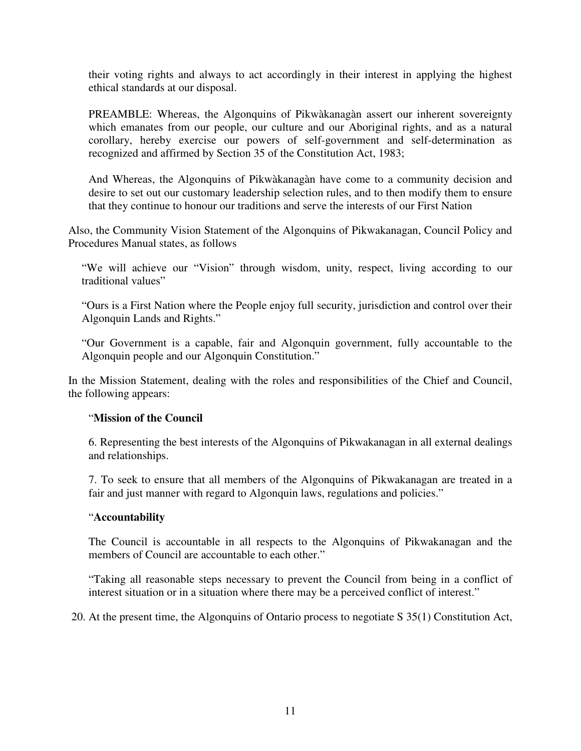their voting rights and always to act accordingly in their interest in applying the highest ethical standards at our disposal.

> PREAMBLE: Whereas, the Algonquins of Pikwàkanagàn assert our inherent sovereignty which emanates from our people, our culture and our Aboriginal rights, and as a natural corollary, hereby exercise our powers of self-government and self-determination as recognized and affirmed by Section 35 of the Constitution Act, 1983;
>
> And Whereas, the Algonquins of Pikwàkanagàn have come to a community decision and desire to set out our customary leadership selection rules, and to then modify them to ensure that they continue to honour our traditions and serve the interests of our First Nation

Also, the Community Vision Statement of the Algonquins of Pikwakanagan, Council Policy and Procedures Manual states, as follows

> "We will achieve our "Vision" through wisdom, unity, respect, living according to our traditional values"
>
> "Ours is a First Nation where the People enjoy full security, jurisdiction and control over their Algonquin Lands and Rights."
>
> "Our Government is a capable, fair and Algonquin government, fully accountable to the Algonquin people and our Algonquin Constitution."

In the Mission Statement, dealing with the roles and responsibilities of the Chief and Council, the following appears:

> "**Mission of the Council**
>
> 6. Representing the best interests of the Algonquins of Pikwakanagan in all external dealings and relationships.
>
> 7. To seek to ensure that all members of the Algonquins of Pikwakanagan are treated in a fair and just manner with regard to Algonquin laws, regulations and policies."
>
> "**Accountability**
>
> The Council is accountable in all respects to the Algonquins of Pikwakanagan and the members of Council are accountable to each other."
>
> "Taking all reasonable steps necessary to prevent the Council from being in a conflict of interest situation or in a situation where there may be a perceived conflict of interest."

20. At the present time, the Algonquins of Ontario process to negotiate S 35(1) Constitution Act,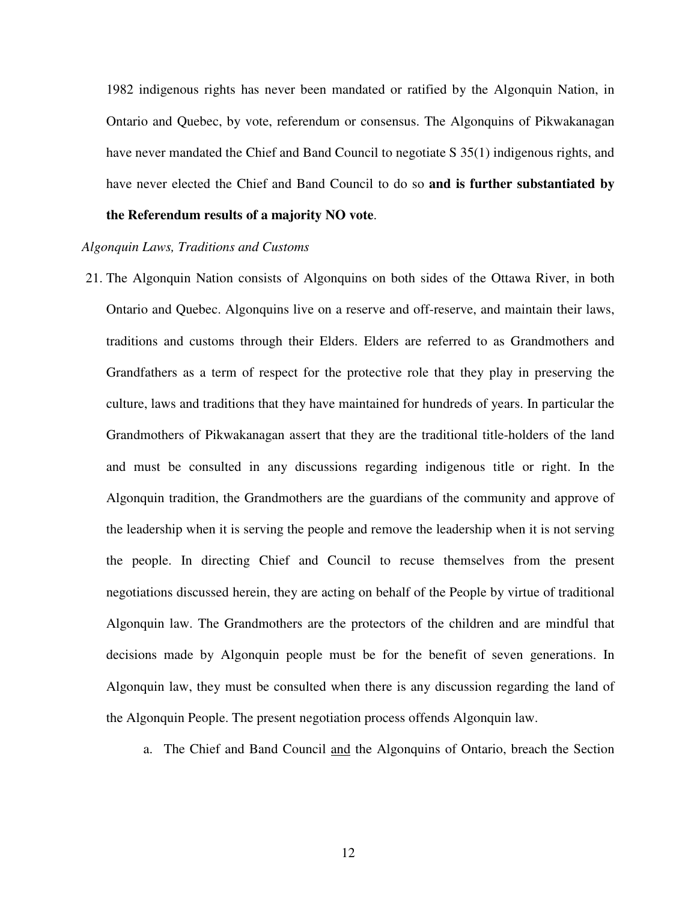1982 indigenous rights has never been mandated or ratified by the Algonquin Nation, in Ontario and Quebec, by vote, referendum or consensus. The Algonquins of Pikwakanagan have never mandated the Chief and Band Council to negotiate S 35(1) indigenous rights, and have never elected the Chief and Band Council to do so **and is further substantiated by the Referendum results of a majority NO vote**.

*Algonquin Laws, Traditions and Customs*

21. The Algonquin Nation consists of Algonquins on both sides of the Ottawa River, in both Ontario and Quebec. Algonquins live on a reserve and off-reserve, and maintain their laws, traditions and customs through their Elders. Elders are referred to as Grandmothers and Grandfathers as a term of respect for the protective role that they play in preserving the culture, laws and traditions that they have maintained for hundreds of years. In particular the Grandmothers of Pikwakanagan assert that they are the traditional title-holders of the land and must be consulted in any discussions regarding indigenous title or right. In the Algonquin tradition, the Grandmothers are the guardians of the community and approve of the leadership when it is serving the people and remove the leadership when it is not serving the people. In directing Chief and Council to recuse themselves from the present negotiations discussed herein, they are acting on behalf of the People by virtue of traditional Algonquin law. The Grandmothers are the protectors of the children and are mindful that decisions made by Algonquin people must be for the benefit of seven generations. In Algonquin law, they must be consulted when there is any discussion regarding the land of the Algonquin People. The present negotiation process offends Algonquin law.

    a. The Chief and Band Council <u>and</u> the Algonquins of Ontario, breach the Section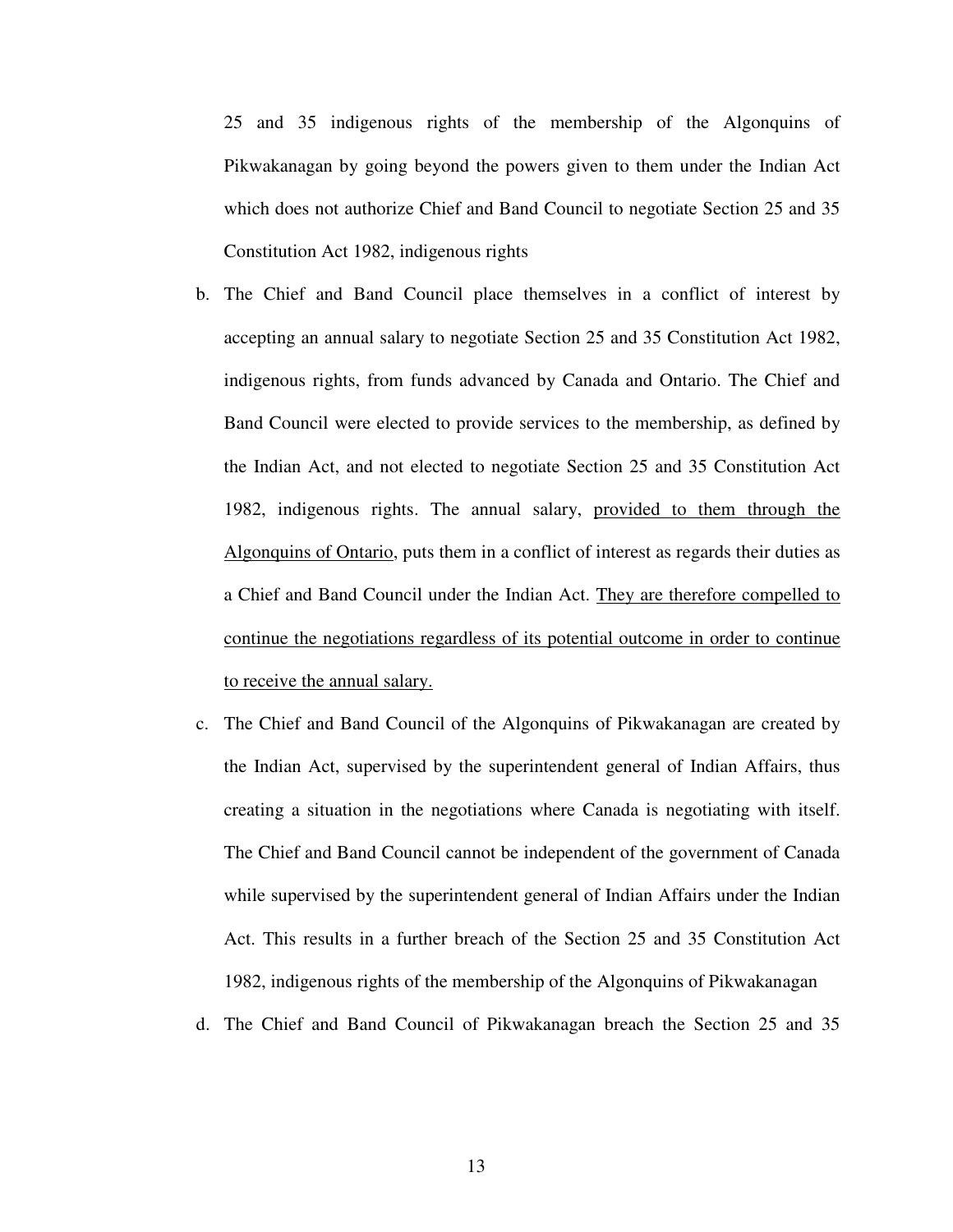25 and 35 indigenous rights of the membership of the Algonquins of Pikwakanagan by going beyond the powers given to them under the Indian Act which does not authorize Chief and Band Council to negotiate Section 25 and 35 Constitution Act 1982, indigenous rights

b. The Chief and Band Council place themselves in a conflict of interest by accepting an annual salary to negotiate Section 25 and 35 Constitution Act 1982, indigenous rights, from funds advanced by Canada and Ontario. The Chief and Band Council were elected to provide services to the membership, as defined by the Indian Act, and not elected to negotiate Section 25 and 35 Constitution Act 1982, indigenous rights. The annual salary, <u>provided to them through the Algonquins of Ontario</u>, puts them in a conflict of interest as regards their duties as a Chief and Band Council under the Indian Act. <u>They are therefore compelled to continue the negotiations regardless of its potential outcome in order to continue to receive the annual salary.</u>

c. The Chief and Band Council of the Algonquins of Pikwakanagan are created by the Indian Act, supervised by the superintendent general of Indian Affairs, thus creating a situation in the negotiations where Canada is negotiating with itself. The Chief and Band Council cannot be independent of the government of Canada while supervised by the superintendent general of Indian Affairs under the Indian Act. This results in a further breach of the Section 25 and 35 Constitution Act 1982, indigenous rights of the membership of the Algonquins of Pikwakanagan

d. The Chief and Band Council of Pikwakanagan breach the Section 25 and 35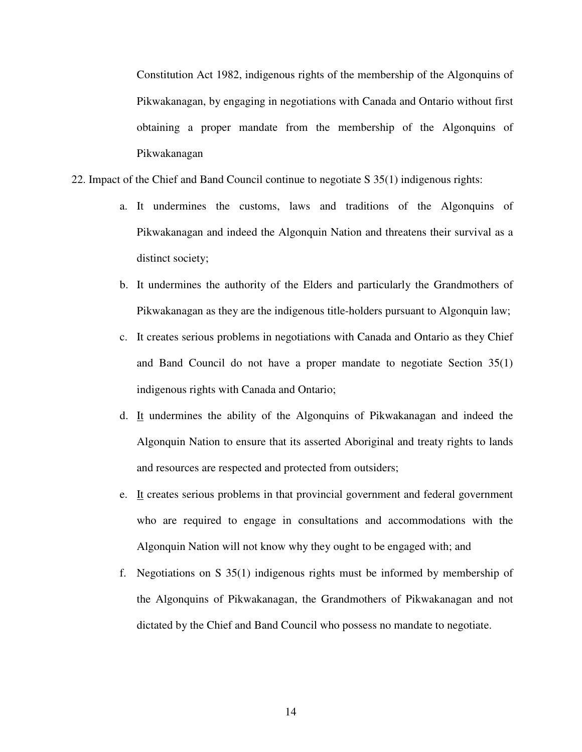Constitution Act 1982, indigenous rights of the membership of the Algonquins of Pikwakanagan, by engaging in negotiations with Canada and Ontario without first obtaining a proper mandate from the membership of the Algonquins of Pikwakanagan

22. Impact of the Chief and Band Council continue to negotiate S 35(1) indigenous rights:

   a. It undermines the customs, laws and traditions of the Algonquins of Pikwakanagan and indeed the Algonquin Nation and threatens their survival as a distinct society;

   b. It undermines the authority of the Elders and particularly the Grandmothers of Pikwakanagan as they are the indigenous title-holders pursuant to Algonquin law;

   c. It creates serious problems in negotiations with Canada and Ontario as they Chief and Band Council do not have a proper mandate to negotiate Section 35(1) indigenous rights with Canada and Ontario;

   d. It undermines the ability of the Algonquins of Pikwakanagan and indeed the Algonquin Nation to ensure that its asserted Aboriginal and treaty rights to lands and resources are respected and protected from outsiders;

   e. It creates serious problems in that provincial government and federal government who are required to engage in consultations and accommodations with the Algonquin Nation will not know why they ought to be engaged with; and

   f. Negotiations on S 35(1) indigenous rights must be informed by membership of the Algonquins of Pikwakanagan, the Grandmothers of Pikwakanagan and not dictated by the Chief and Band Council who possess no mandate to negotiate.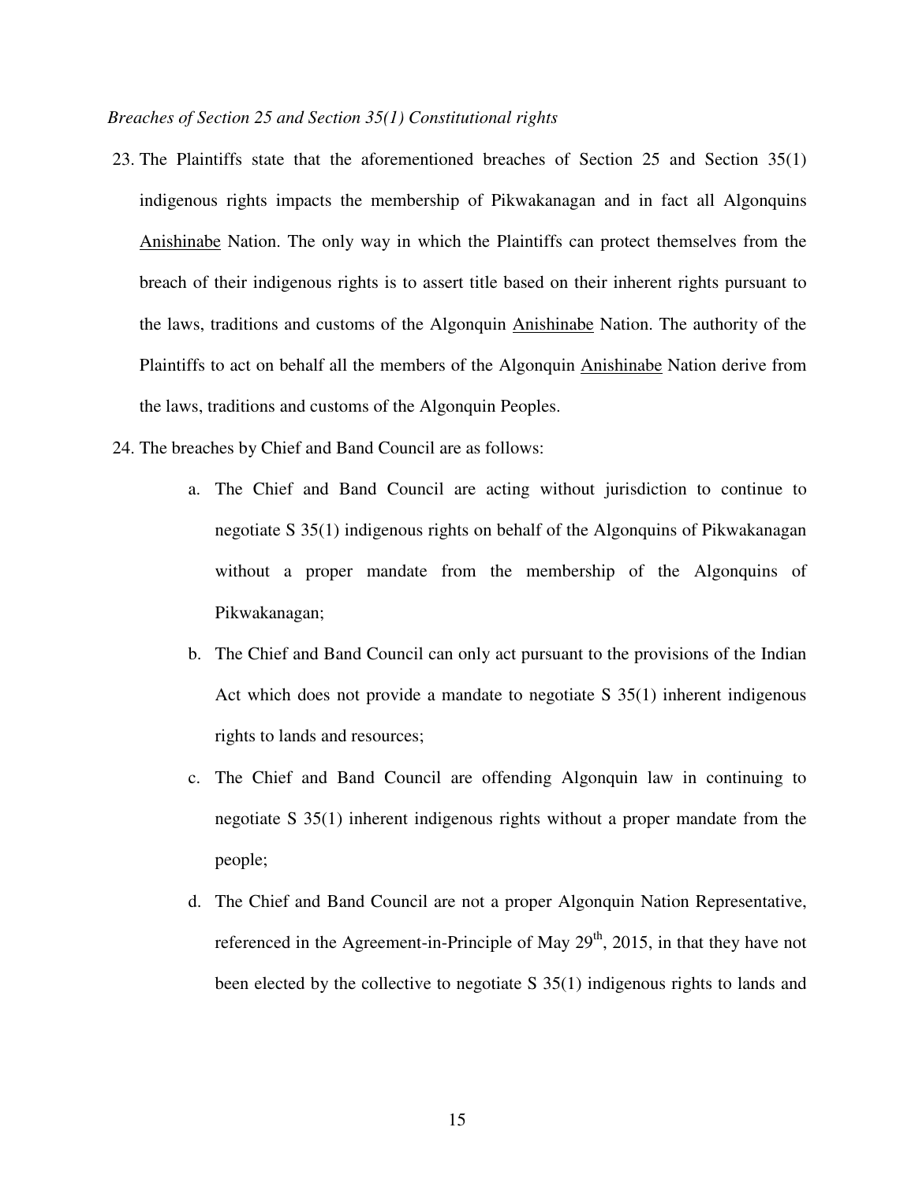*Breaches of Section 25 and Section 35(1) Constitutional rights*

23. The Plaintiffs state that the aforementioned breaches of Section 25 and Section 35(1) indigenous rights impacts the membership of Pikwakanagan and in fact all Algonquins <u>Anishinabe</u> Nation. The only way in which the Plaintiffs can protect themselves from the breach of their indigenous rights is to assert title based on their inherent rights pursuant to the laws, traditions and customs of the Algonquin <u>Anishinabe</u> Nation. The authority of the Plaintiffs to act on behalf all the members of the Algonquin <u>Anishinabe</u> Nation derive from the laws, traditions and customs of the Algonquin Peoples.

24. The breaches by Chief and Band Council are as follows:

    a. The Chief and Band Council are acting without jurisdiction to continue to negotiate S 35(1) indigenous rights on behalf of the Algonquins of Pikwakanagan without a proper mandate from the membership of the Algonquins of Pikwakanagan;

    b. The Chief and Band Council can only act pursuant to the provisions of the Indian Act which does not provide a mandate to negotiate S 35(1) inherent indigenous rights to lands and resources;

    c. The Chief and Band Council are offending Algonquin law in continuing to negotiate S 35(1) inherent indigenous rights without a proper mandate from the people;

    d. The Chief and Band Council are not a proper Algonquin Nation Representative, referenced in the Agreement-in-Principle of May 29th, 2015, in that they have not been elected by the collective to negotiate S 35(1) indigenous rights to lands and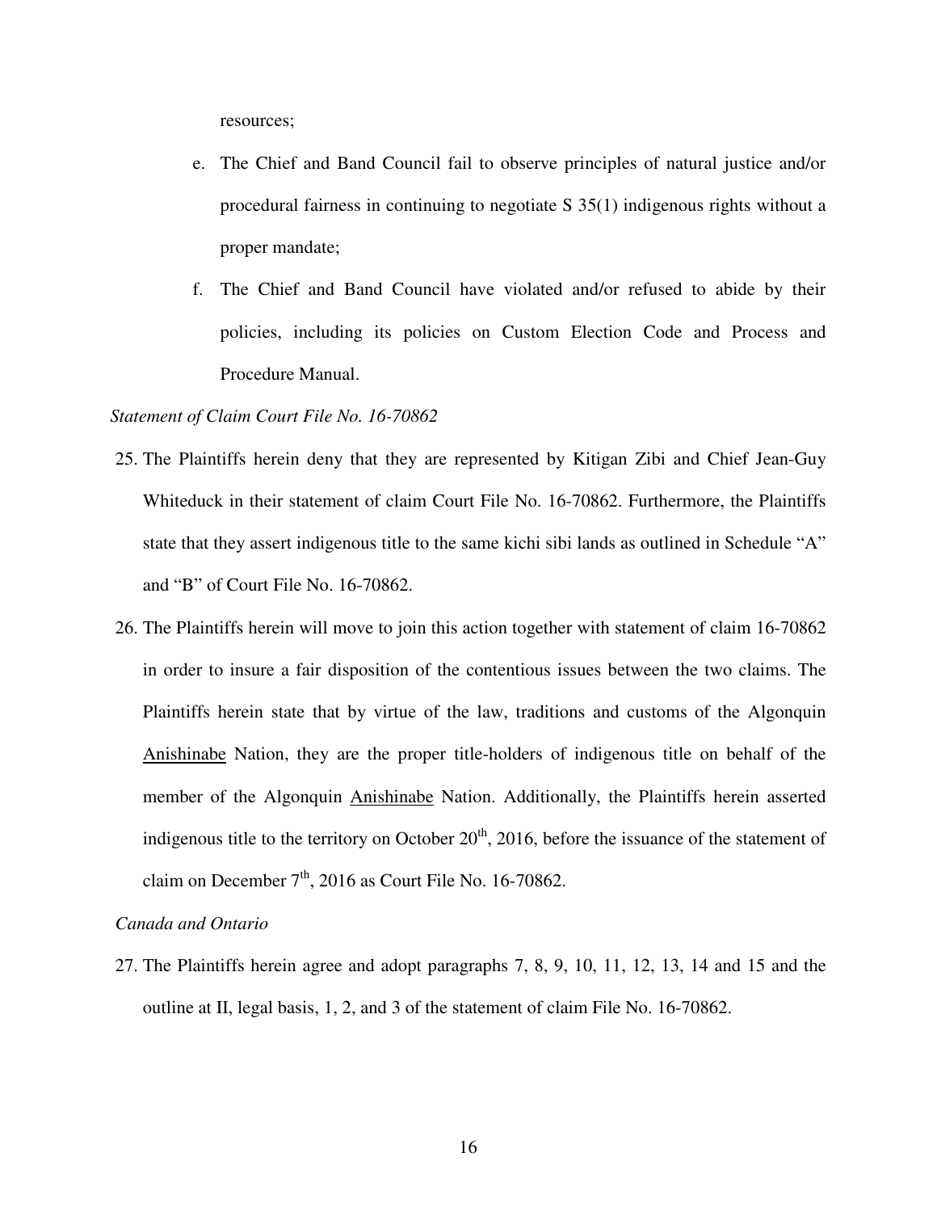resources;

e. The Chief and Band Council fail to observe principles of natural justice and/or procedural fairness in continuing to negotiate S 35(1) indigenous rights without a proper mandate;

f. The Chief and Band Council have violated and/or refused to abide by their policies, including its policies on Custom Election Code and Process and Procedure Manual.

*Statement of Claim Court File No. 16-70862*

25. The Plaintiffs herein deny that they are represented by Kitigan Zibi and Chief Jean-Guy Whiteduck in their statement of claim Court File No. 16-70862. Furthermore, the Plaintiffs state that they assert indigenous title to the same kichi sibi lands as outlined in Schedule "A" and "B" of Court File No. 16-70862.

26. The Plaintiffs herein will move to join this action together with statement of claim 16-70862 in order to insure a fair disposition of the contentious issues between the two claims. The Plaintiffs herein state that by virtue of the law, traditions and customs of the Algonquin <u>Anishinabe</u> Nation, they are the proper title-holders of indigenous title on behalf of the member of the Algonquin <u>Anishinabe</u> Nation. Additionally, the Plaintiffs herein asserted indigenous title to the territory on October 20th, 2016, before the issuance of the statement of claim on December 7th, 2016 as Court File No. 16-70862.

*Canada and Ontario*

27. The Plaintiffs herein agree and adopt paragraphs 7, 8, 9, 10, 11, 12, 13, 14 and 15 and the outline at II, legal basis, 1, 2, and 3 of the statement of claim File No. 16-70862.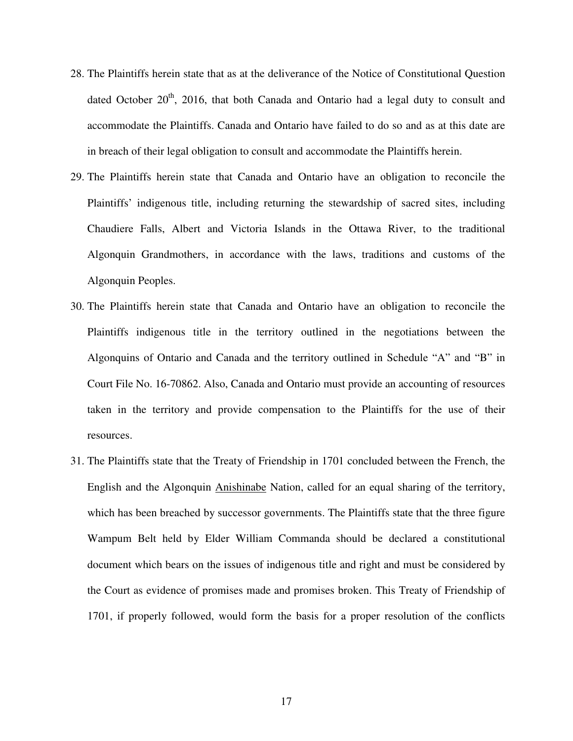28. The Plaintiffs herein state that as at the deliverance of the Notice of Constitutional Question dated October 20th, 2016, that both Canada and Ontario had a legal duty to consult and accommodate the Plaintiffs. Canada and Ontario have failed to do so and as at this date are in breach of their legal obligation to consult and accommodate the Plaintiffs herein.
29. The Plaintiffs herein state that Canada and Ontario have an obligation to reconcile the Plaintiffs' indigenous title, including returning the stewardship of sacred sites, including Chaudiere Falls, Albert and Victoria Islands in the Ottawa River, to the traditional Algonquin Grandmothers, in accordance with the laws, traditions and customs of the Algonquin Peoples.
30. The Plaintiffs herein state that Canada and Ontario have an obligation to reconcile the Plaintiffs indigenous title in the territory outlined in the negotiations between the Algonquins of Ontario and Canada and the territory outlined in Schedule "A" and "B" in Court File No. 16-70862. Also, Canada and Ontario must provide an accounting of resources taken in the territory and provide compensation to the Plaintiffs for the use of their resources.
31. The Plaintiffs state that the Treaty of Friendship in 1701 concluded between the French, the English and the Algonquin <u>Anishinabe</u> Nation, called for an equal sharing of the territory, which has been breached by successor governments. The Plaintiffs state that the three figure Wampum Belt held by Elder William Commanda should be declared a constitutional document which bears on the issues of indigenous title and right and must be considered by the Court as evidence of promises made and promises broken. This Treaty of Friendship of 1701, if properly followed, would form the basis for a proper resolution of the conflicts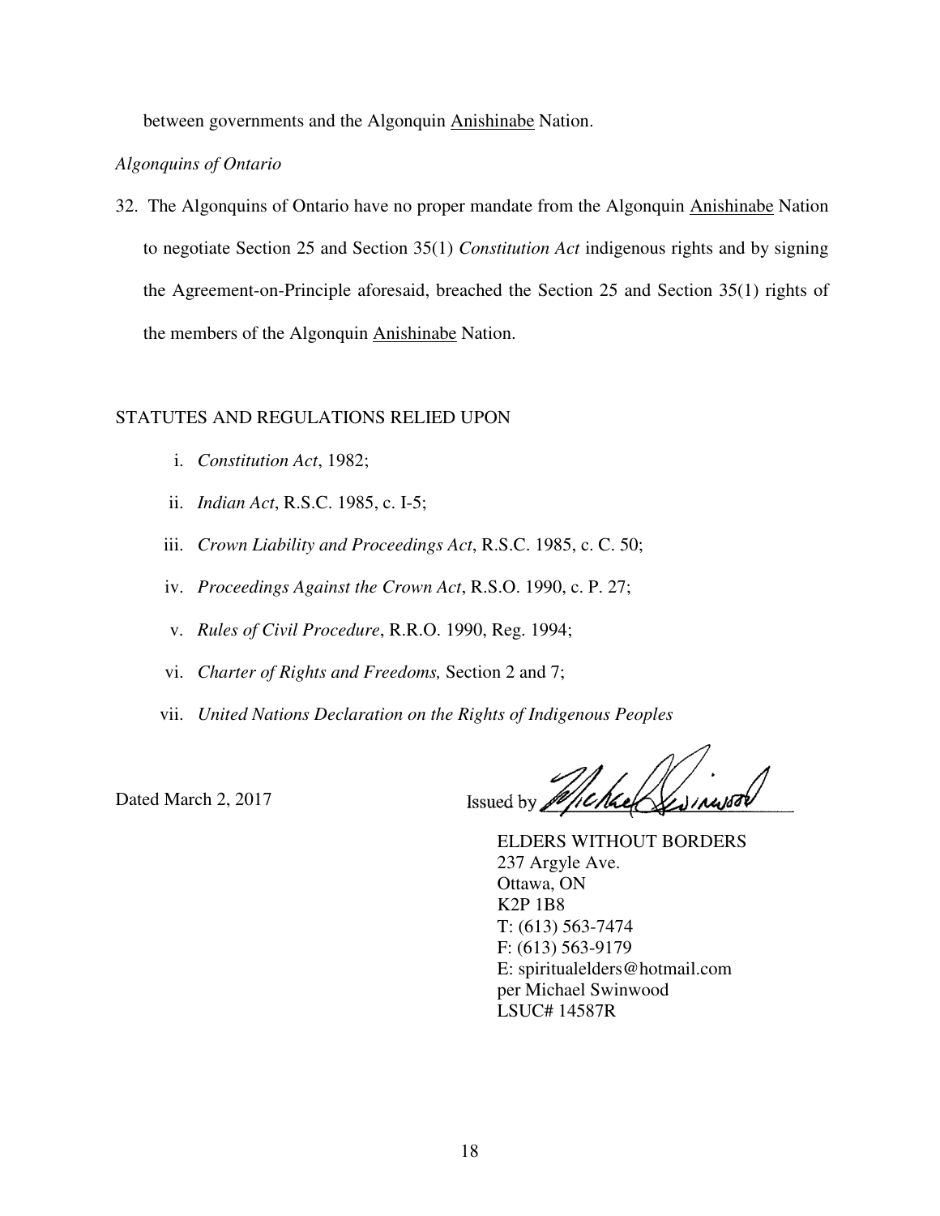between governments and the Algonquin Anishinabe Nation.

*Algonquins of Ontario*

32. The Algonquins of Ontario have no proper mandate from the Algonquin Anishinabe Nation to negotiate Section 25 and Section 35(1) *Constitution Act* indigenous rights and by signing the Agreement-on-Principle aforesaid, breached the Section 25 and Section 35(1) rights of the members of the Algonquin Anishinabe Nation.

STATUTES AND REGULATIONS RELIED UPON

i. *Constitution Act*, 1982;

ii. *Indian Act*, R.S.C. 1985, c. I-5;

iii. *Crown Liability and Proceedings Act*, R.S.C. 1985, c. C. 50;

iv. *Proceedings Against the Crown Act*, R.S.O. 1990, c. P. 27;

v. *Rules of Civil Procedure*, R.R.O. 1990, Reg. 1994;

vi. *Charter of Rights and Freedoms,* Section 2 and 7;

vii. *United Nations Declaration on the Rights of Indigenous Peoples*

Dated March 2, 2017

Issued by ______________________

ELDERS WITHOUT BORDERS
237 Argyle Ave.
Ottawa, ON
K2P 1B8
T: (613) 563-7474
F: (613) 563-9179
E: spiritualelders@hotmail.com
per Michael Swinwood
LSUC# 14587R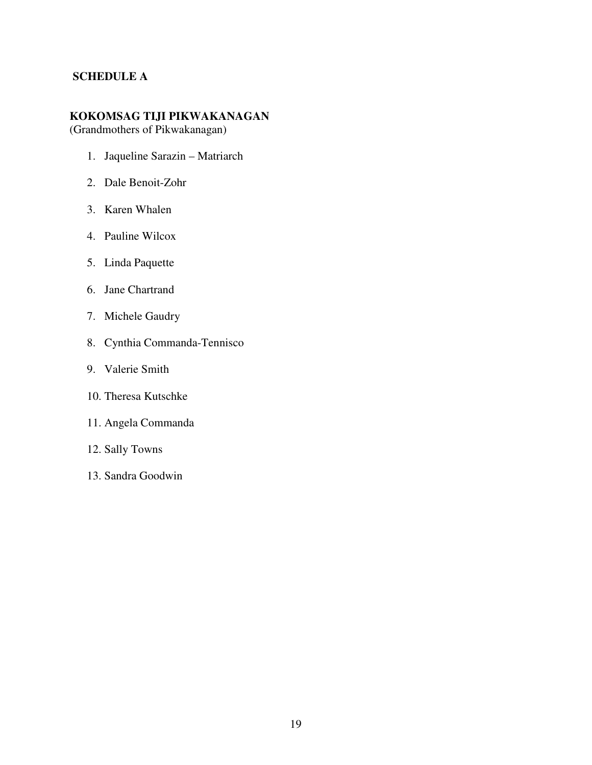## SCHEDULE A

### KOKOMSAG TIJI PIKWAKANAGAN

(Grandmothers of Pikwakanagan)

1. Jaqueline Sarazin – Matriarch
2. Dale Benoit-Zohr
3. Karen Whalen
4. Pauline Wilcox
5. Linda Paquette
6. Jane Chartrand
7. Michele Gaudry
8. Cynthia Commanda-Tennisco
9. Valerie Smith
10. Theresa Kutschke
11. Angela Commanda
12. Sally Towns
13. Sandra Goodwin